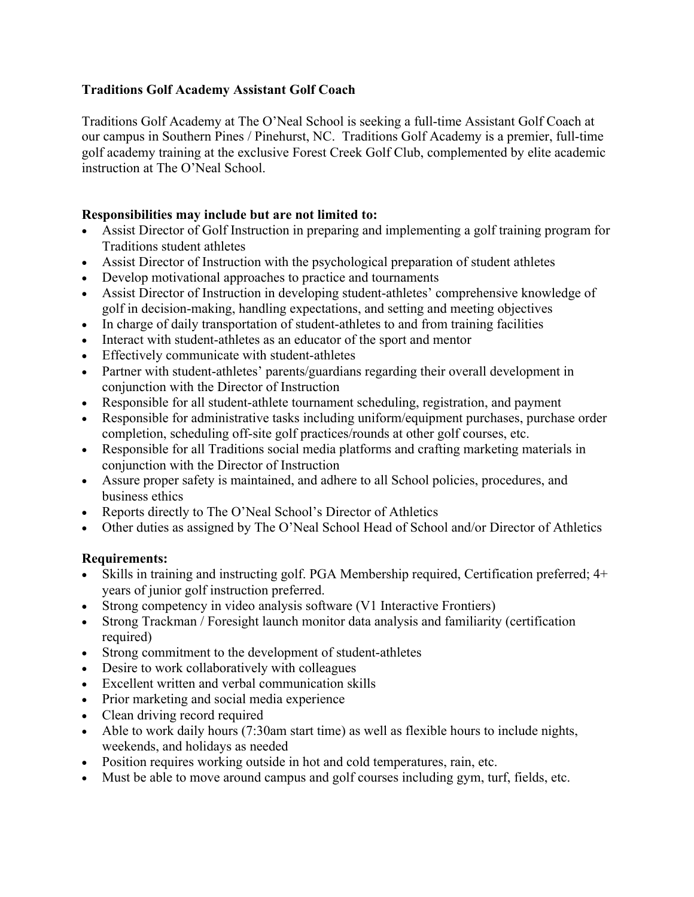**Traditions Golf Academy Assistant Golf Coach**

Traditions Golf Academy at The O'Neal School is seeking a full-time Assistant Golf Coach at our campus in Southern Pines / Pinehurst, NC. Traditions Golf Academy is a premier, full-time golf academy training at the exclusive Forest Creek Golf Club, complemented by elite academic instruction at The O'Neal School.

**Responsibilities may include but are not limited to:**

- Assist Director of Golf Instruction in preparing and implementing a golf training program for Traditions student athletes
- Assist Director of Instruction with the psychological preparation of student athletes
- Develop motivational approaches to practice and tournaments
- Assist Director of Instruction in developing student-athletes' comprehensive knowledge of golf in decision-making, handling expectations, and setting and meeting objectives
- In charge of daily transportation of student-athletes to and from training facilities
- Interact with student-athletes as an educator of the sport and mentor
- Effectively communicate with student-athletes
- Partner with student-athletes' parents/guardians regarding their overall development in conjunction with the Director of Instruction
- Responsible for all student-athlete tournament scheduling, registration, and payment
- Responsible for administrative tasks including uniform/equipment purchases, purchase order completion, scheduling off-site golf practices/rounds at other golf courses, etc.
- Responsible for all Traditions social media platforms and crafting marketing materials in conjunction with the Director of Instruction
- Assure proper safety is maintained, and adhere to all School policies, procedures, and business ethics
- Reports directly to The O'Neal School's Director of Athletics
- Other duties as assigned by The O'Neal School Head of School and/or Director of Athletics

**Requirements:**

- Skills in training and instructing golf. PGA Membership required, Certification preferred; 4+ years of junior golf instruction preferred.
- Strong competency in video analysis software (V1 Interactive Frontiers)
- Strong Trackman / Foresight launch monitor data analysis and familiarity (certification required)
- Strong commitment to the development of student-athletes
- Desire to work collaboratively with colleagues
- Excellent written and verbal communication skills
- Prior marketing and social media experience
- Clean driving record required
- Able to work daily hours (7:30am start time) as well as flexible hours to include nights, weekends, and holidays as needed
- Position requires working outside in hot and cold temperatures, rain, etc.
- Must be able to move around campus and golf courses including gym, turf, fields, etc.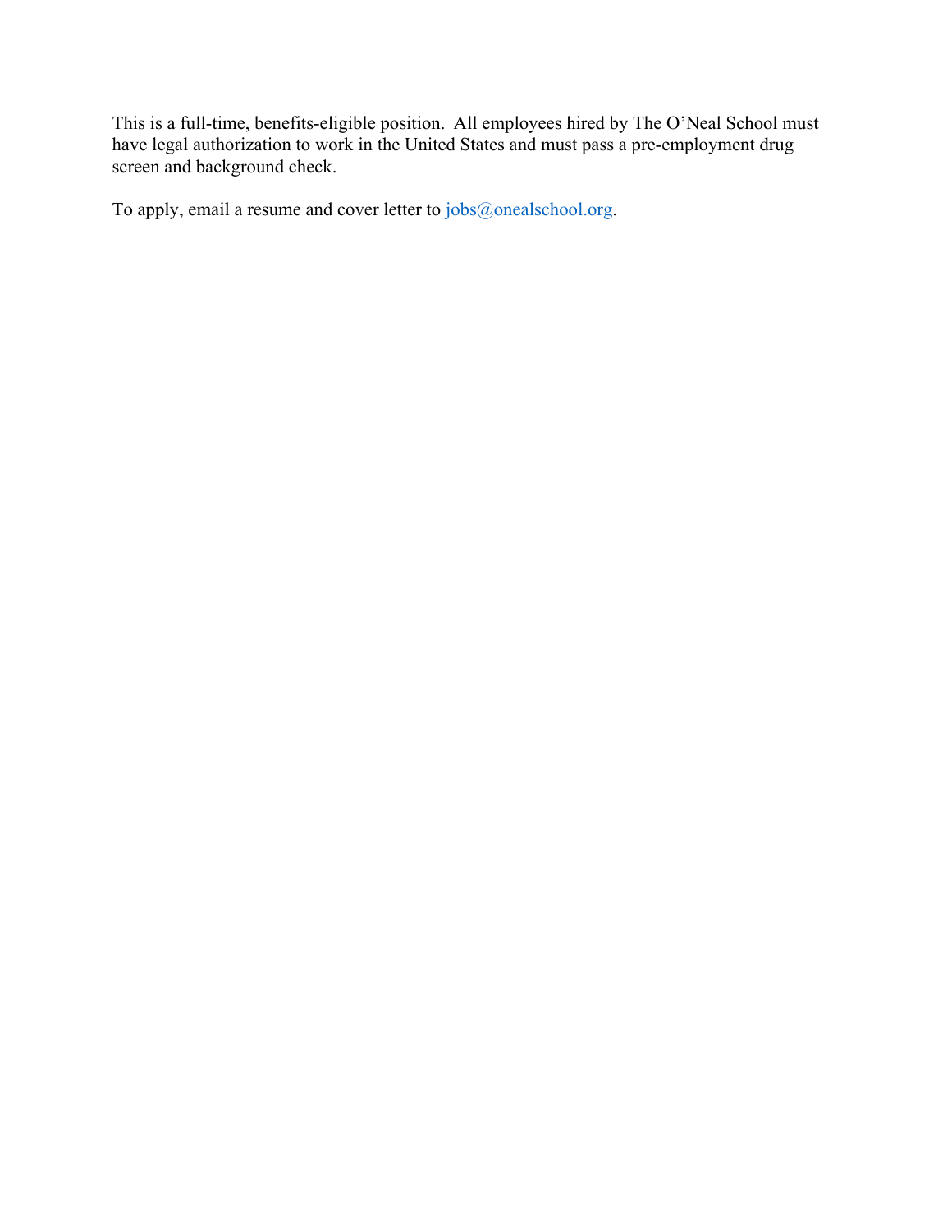This is a full-time, benefits-eligible position. All employees hired by The O'Neal School must have legal authorization to work in the United States and must pass a pre-employment drug screen and background check.

To apply, email a resume and cover letter to jobs@onealschool.org.